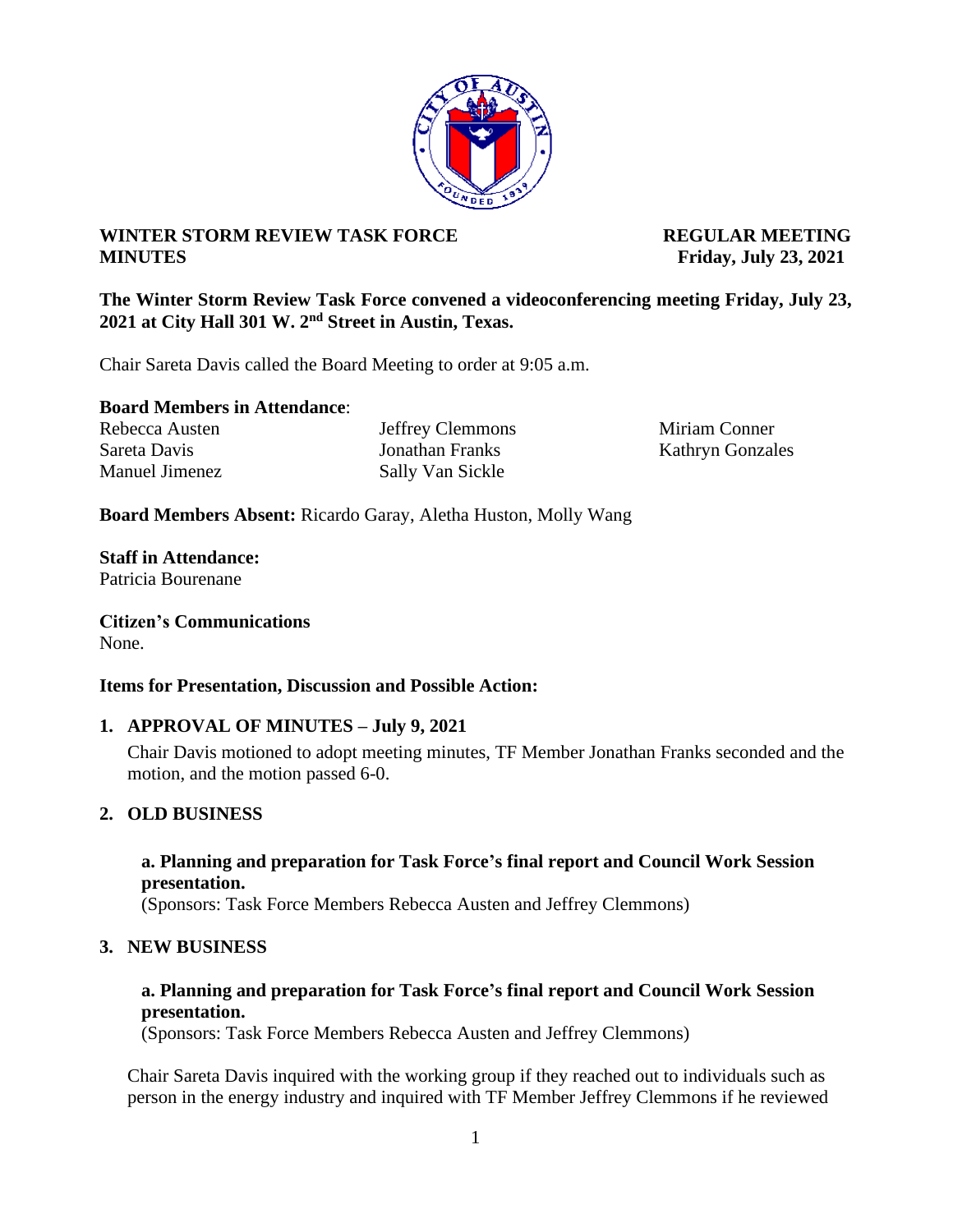**WINTER STORM REVIEW TASK FORCE MINUTES**

**REGULAR MEETING Friday, July 23, 2021**

**The Winter Storm Review Task Force convened a videoconferencing meeting Friday, July 23, 2021 at City Hall 301 W. 2nd Street in Austin, Texas.**

Chair Sareta Davis called the Board Meeting to order at 9:05 a.m.

**Board Members in Attendance**:

Rebecca Austen
Jeffrey Clemmons
Miriam Conner
Sareta Davis
Jonathan Franks
Kathryn Gonzales
Manuel Jimenez
Sally Van Sickle

**Board Members Absent:** Ricardo Garay, Aletha Huston, Molly Wang

**Staff in Attendance:**
Patricia Bourenane

**Citizen's Communications**
None.

**Items for Presentation, Discussion and Possible Action:**

**1. APPROVAL OF MINUTES – July 9, 2021**

Chair Davis motioned to adopt meeting minutes, TF Member Jonathan Franks seconded and the motion, and the motion passed 6-0.

**2. OLD BUSINESS**

**a. Planning and preparation for Task Force's final report and Council Work Session presentation.**
(Sponsors: Task Force Members Rebecca Austen and Jeffrey Clemmons)

**3. NEW BUSINESS**

**a. Planning and preparation for Task Force's final report and Council Work Session presentation.**
(Sponsors: Task Force Members Rebecca Austen and Jeffrey Clemmons)

Chair Sareta Davis inquired with the working group if they reached out to individuals such as person in the energy industry and inquired with TF Member Jeffrey Clemmons if he reviewed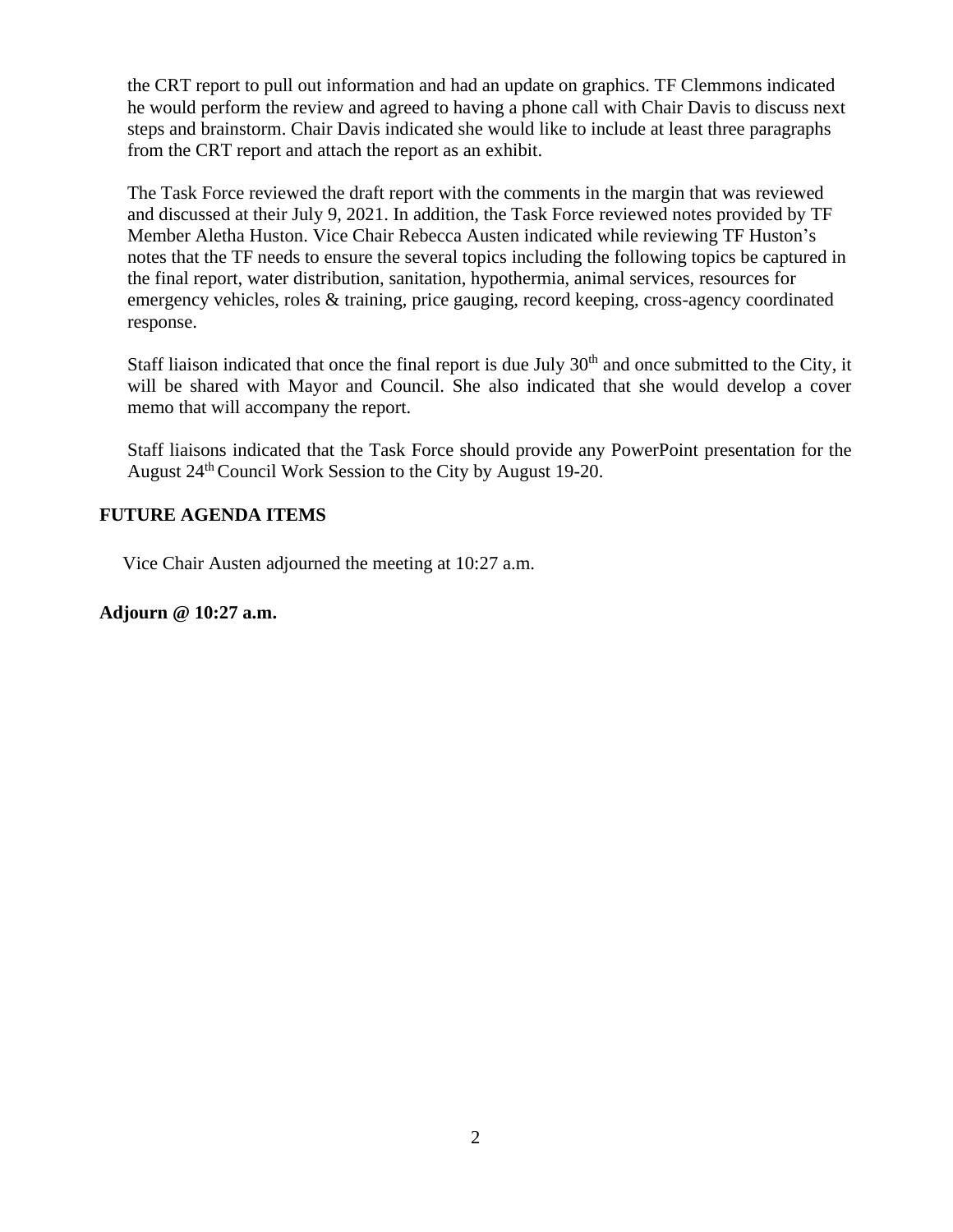the CRT report to pull out information and had an update on graphics. TF Clemmons indicated he would perform the review and agreed to having a phone call with Chair Davis to discuss next steps and brainstorm. Chair Davis indicated she would like to include at least three paragraphs from the CRT report and attach the report as an exhibit.

The Task Force reviewed the draft report with the comments in the margin that was reviewed and discussed at their July 9, 2021. In addition, the Task Force reviewed notes provided by TF Member Aletha Huston. Vice Chair Rebecca Austen indicated while reviewing TF Huston's notes that the TF needs to ensure the several topics including the following topics be captured in the final report, water distribution, sanitation, hypothermia, animal services, resources for emergency vehicles, roles & training, price gauging, record keeping, cross-agency coordinated response.

Staff liaison indicated that once the final report is due July 30th and once submitted to the City, it will be shared with Mayor and Council. She also indicated that she would develop a cover memo that will accompany the report.

Staff liaisons indicated that the Task Force should provide any PowerPoint presentation for the August 24th Council Work Session to the City by August 19-20.

**FUTURE AGENDA ITEMS**

Vice Chair Austen adjourned the meeting at 10:27 a.m.

**Adjourn @ 10:27 a.m.**